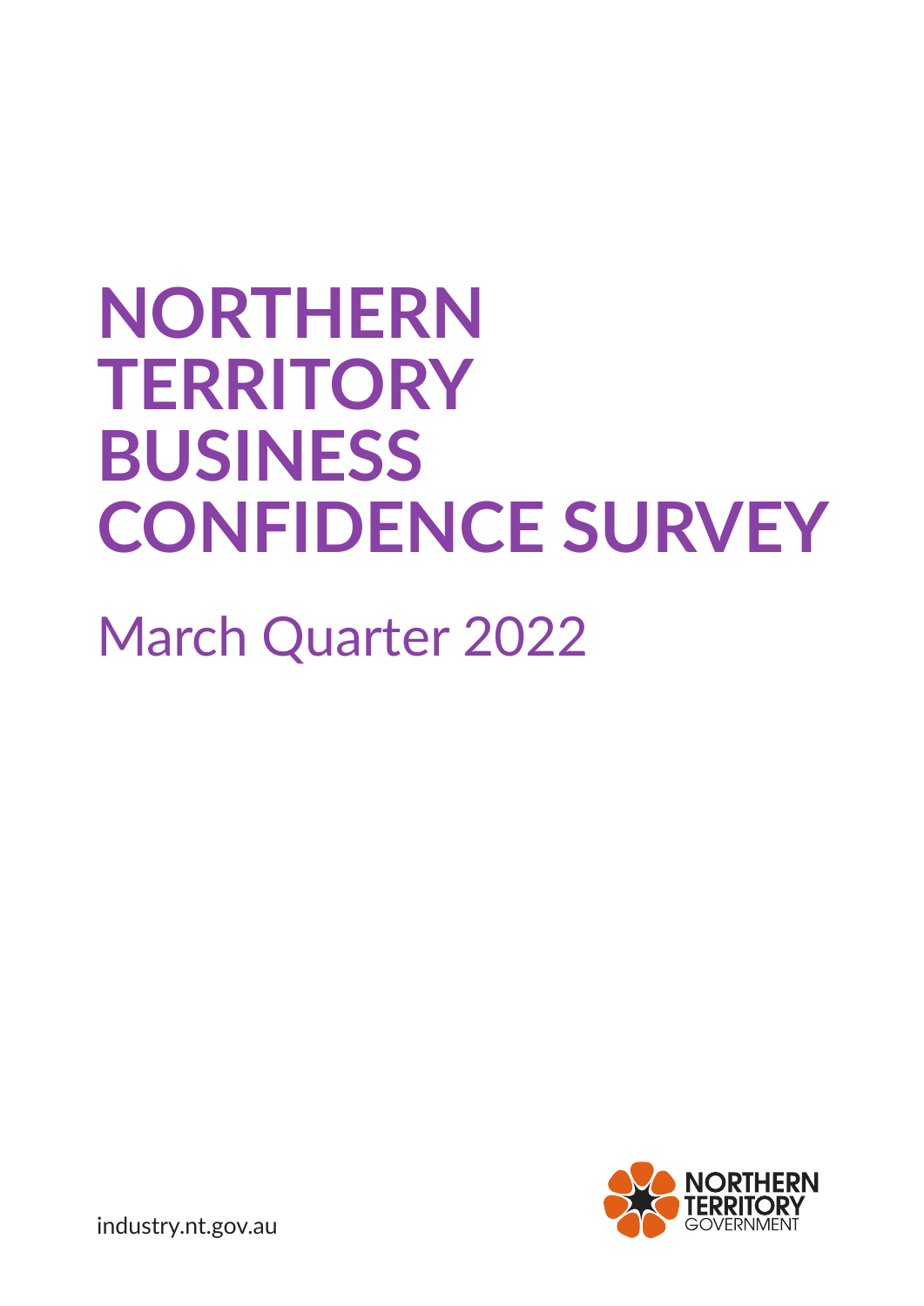# NORTHERN TERRITORY BUSINESS CONFIDENCE SURVEY

## March Quarter 2022

industry.nt.gov.au

NORTHERN TERRITORY GOVERNMENT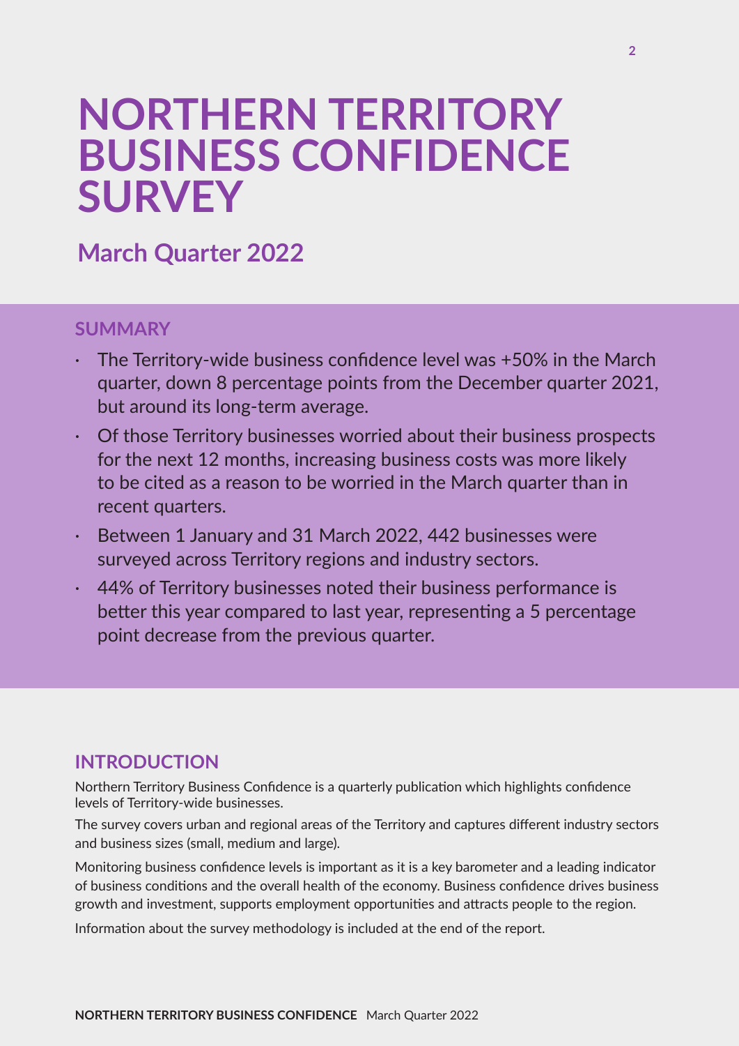# NORTHERN TERRITORY BUSINESS CONFIDENCE SURVEY

## March Quarter 2022

### SUMMARY

- The Territory-wide business confidence level was +50% in the March quarter, down 8 percentage points from the December quarter 2021, but around its long-term average.
- Of those Territory businesses worried about their business prospects for the next 12 months, increasing business costs was more likely to be cited as a reason to be worried in the March quarter than in recent quarters.
- Between 1 January and 31 March 2022, 442 businesses were surveyed across Territory regions and industry sectors.
- 44% of Territory businesses noted their business performance is better this year compared to last year, representing a 5 percentage point decrease from the previous quarter.

### INTRODUCTION

Northern Territory Business Confidence is a quarterly publication which highlights confidence levels of Territory-wide businesses.

The survey covers urban and regional areas of the Territory and captures different industry sectors and business sizes (small, medium and large).

Monitoring business confidence levels is important as it is a key barometer and a leading indicator of business conditions and the overall health of the economy. Business confidence drives business growth and investment, supports employment opportunities and attracts people to the region.

Information about the survey methodology is included at the end of the report.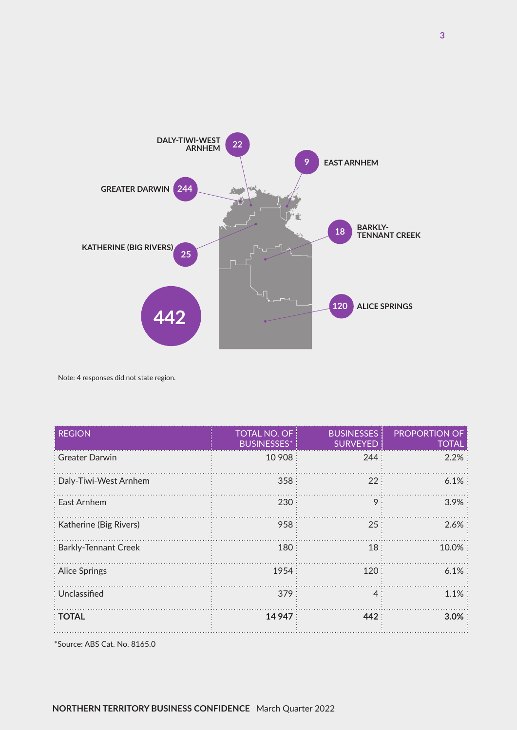DALY-TIWI-WEST ARNHEM 22

EAST ARNHEM 9

GREATER DARWIN 244

BARKLY-TENNANT CREEK 18

KATHERINE (BIG RIVERS) 25

ALICE SPRINGS 120

442

Note: 4 responses did not state region.

| REGION | TOTAL NO. OF BUSINESSES* | BUSINESSES SURVEYED | PROPORTION OF TOTAL |
|---|---:|---:|---:|
| Greater Darwin | 10 908 | 244 | 2.2% |
| Daly-Tiwi-West Arnhem | 358 | 22 | 6.1% |
| East Arnhem | 230 | 9 | 3.9% |
| Katherine (Big Rivers) | 958 | 25 | 2.6% |
| Barkly-Tennant Creek | 180 | 18 | 10.0% |
| Alice Springs | 1954 | 120 | 6.1% |
| Unclassified | 379 | 4 | 1.1% |
| **TOTAL** | **14 947** | **442** | **3.0%** |

*Source: ABS Cat. No. 8165.0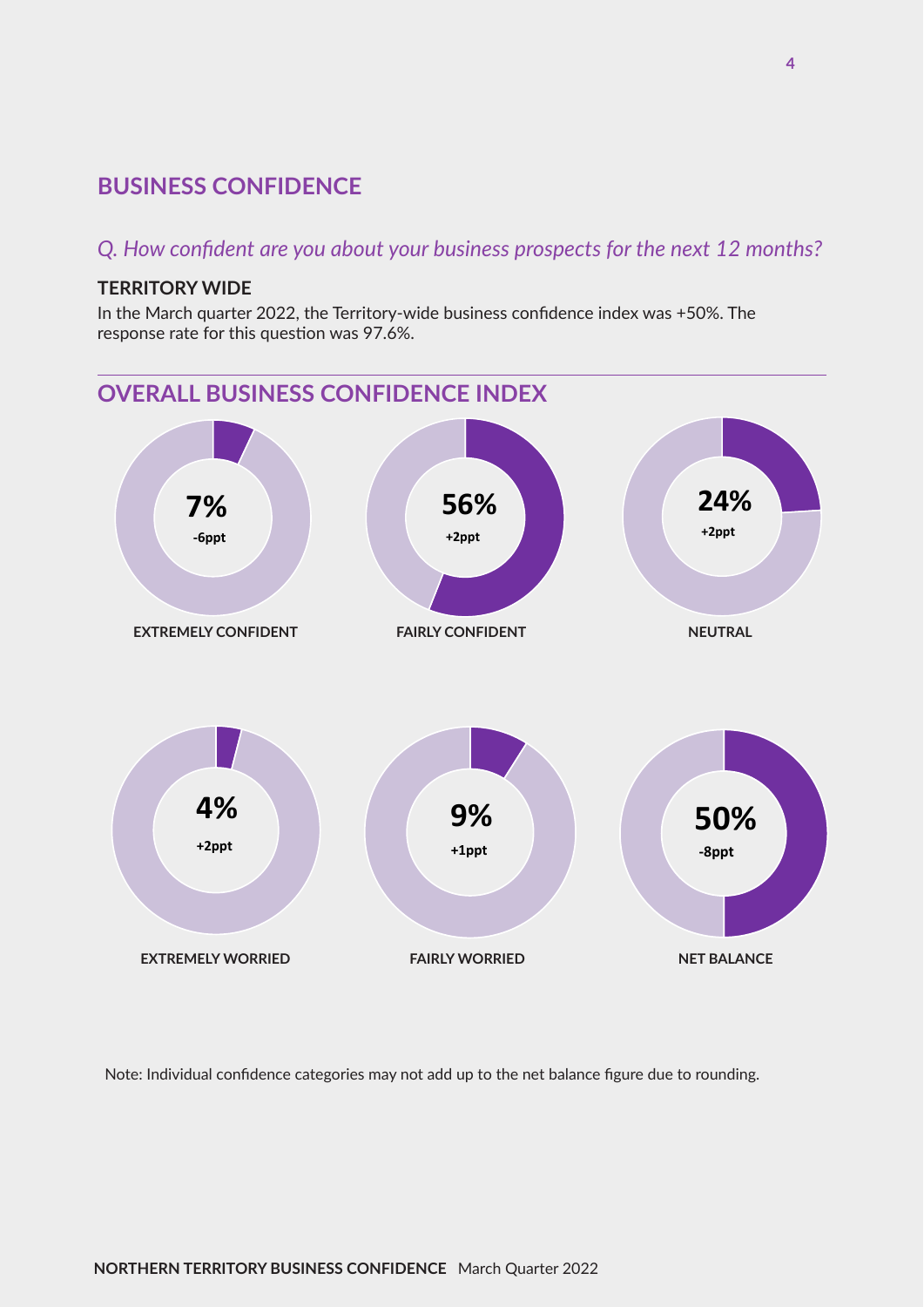## BUSINESS CONFIDENCE

*Q. How confident are you about your business prospects for the next 12 months?*

**TERRITORY WIDE**

In the March quarter 2022, the Territory-wide business confidence index was +50%. The response rate for this question was 97.6%.

## OVERALL BUSINESS CONFIDENCE INDEX

| Category | Share | Change |
|---|---|---|
| EXTREMELY CONFIDENT | 7% | -6ppt |
| FAIRLY CONFIDENT | 56% | +2ppt |
| NEUTRAL | 24% | +2ppt |
| EXTREMELY WORRIED | 4% | +2ppt |
| FAIRLY WORRIED | 9% | +1ppt |
| NET BALANCE | 50% | -8ppt |

Note: Individual confidence categories may not add up to the net balance figure due to rounding.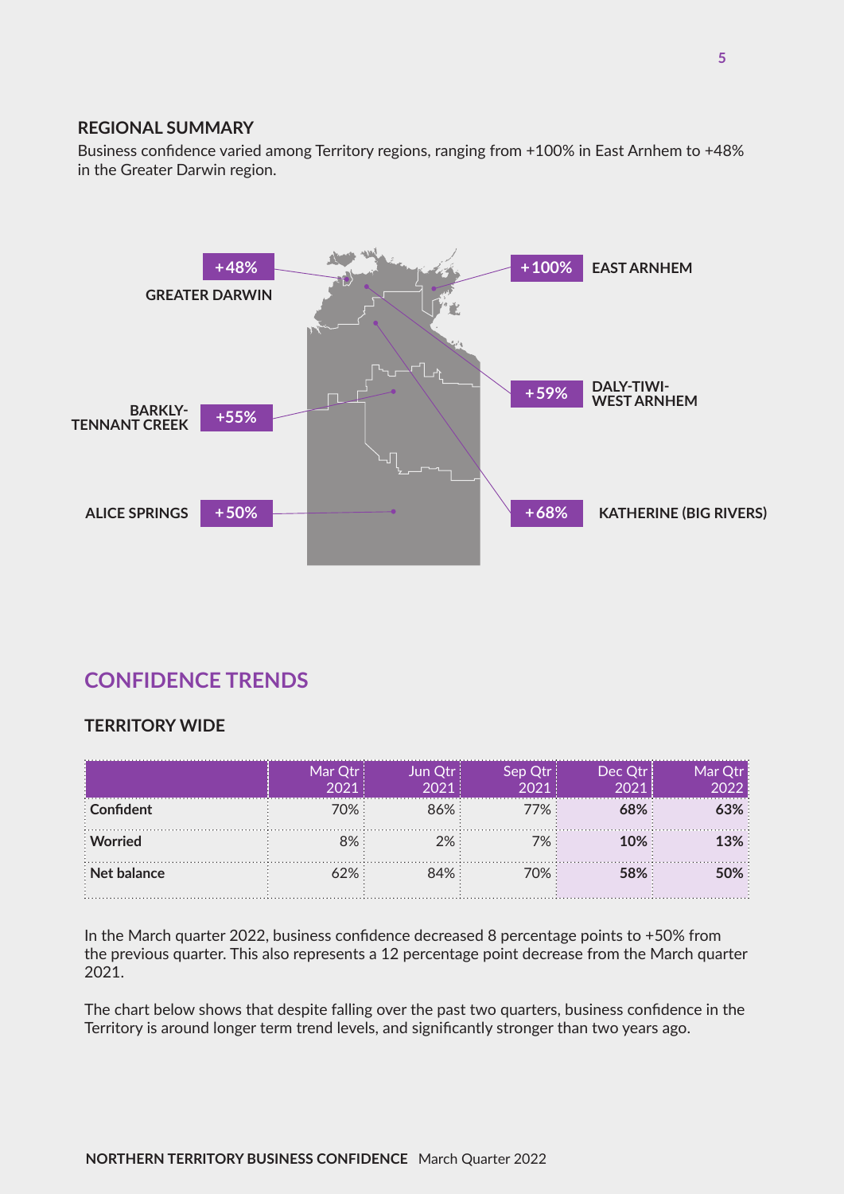## REGIONAL SUMMARY

Business confidence varied among Territory regions, ranging from +100% in East Arnhem to +48% in the Greater Darwin region.

+48% GREATER DARWIN

+100% EAST ARNHEM

+59% DALY-TIWI-WEST ARNHEM

+55% BARKLY-TENNANT CREEK

+68% KATHERINE (BIG RIVERS)

+50% ALICE SPRINGS

# CONFIDENCE TRENDS

## TERRITORY WIDE

| | Mar Qtr 2021 | Jun Qtr 2021 | Sep Qtr 2021 | Dec Qtr 2021 | Mar Qtr 2022 |
|---|---|---|---|---|---|
| **Confident** | 70% | 86% | 77% | **68%** | **63%** |
| **Worried** | 8% | 2% | 7% | **10%** | **13%** |
| **Net balance** | 62% | 84% | 70% | **58%** | **50%** |

In the March quarter 2022, business confidence decreased 8 percentage points to +50% from the previous quarter. This also represents a 12 percentage point decrease from the March quarter 2021.

The chart below shows that despite falling over the past two quarters, business confidence in the Territory is around longer term trend levels, and significantly stronger than two years ago.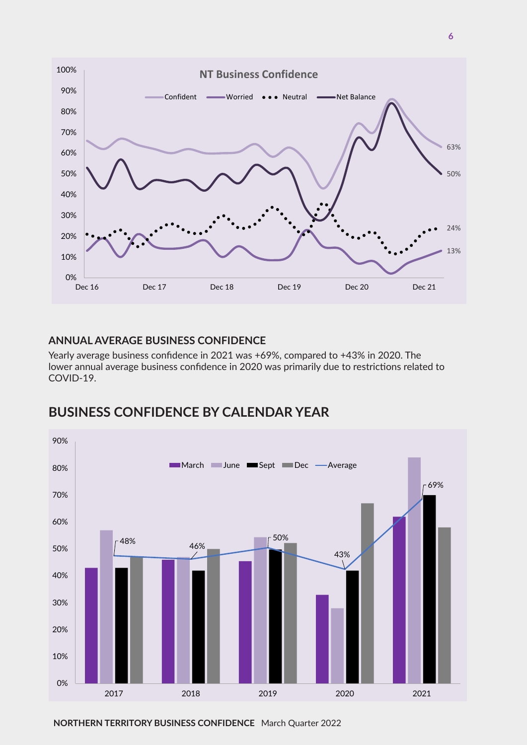**NT Business Confidence**

Confident, Worried, Neutral, Net Balance

Dec 16, Dec 17, Dec 18, Dec 19, Dec 20, Dec 21

63%, 50%, 24%, 13%

## ANNUAL AVERAGE BUSINESS CONFIDENCE

Yearly average business confidence in 2021 was +69%, compared to +43% in 2020. The lower annual average business confidence in 2020 was primarily due to restrictions related to COVID-19.

## BUSINESS CONFIDENCE BY CALENDAR YEAR

March, June, Sept, Dec, Average

| Year | Average |
|---|---|
| 2017 | 48% |
| 2018 | 46% |
| 2019 | 50% |
| 2020 | 43% |
| 2021 | 69% |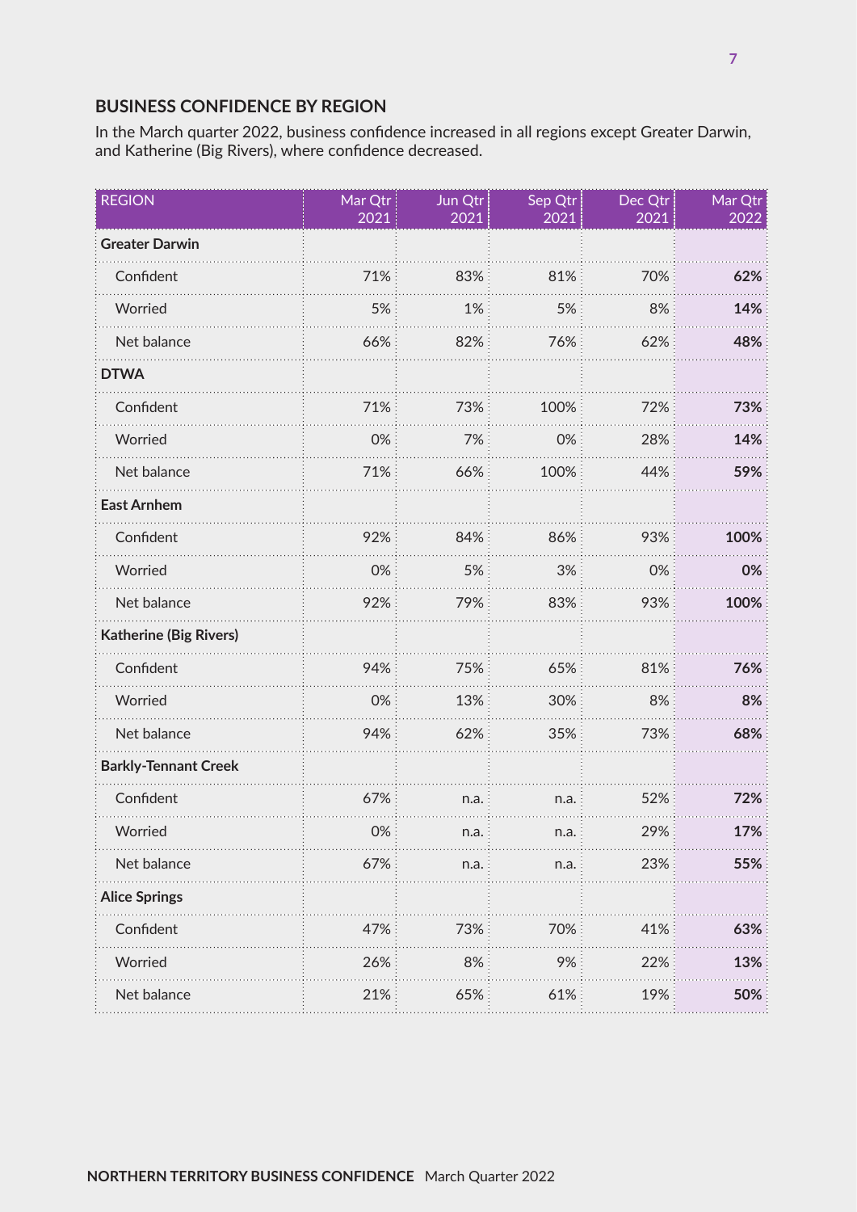## BUSINESS CONFIDENCE BY REGION

In the March quarter 2022, business confidence increased in all regions except Greater Darwin, and Katherine (Big Rivers), where confidence decreased.

| REGION | Mar Qtr 2021 | Jun Qtr 2021 | Sep Qtr 2021 | Dec Qtr 2021 | Mar Qtr 2022 |
|---|---|---|---|---|---|
| **Greater Darwin** | | | | | |
| Confident | 71% | 83% | 81% | 70% | **62%** |
| Worried | 5% | 1% | 5% | 8% | **14%** |
| Net balance | 66% | 82% | 76% | 62% | **48%** |
| **DTWA** | | | | | |
| Confident | 71% | 73% | 100% | 72% | **73%** |
| Worried | 0% | 7% | 0% | 28% | **14%** |
| Net balance | 71% | 66% | 100% | 44% | **59%** |
| **East Arnhem** | | | | | |
| Confident | 92% | 84% | 86% | 93% | **100%** |
| Worried | 0% | 5% | 3% | 0% | **0%** |
| Net balance | 92% | 79% | 83% | 93% | **100%** |
| **Katherine (Big Rivers)** | | | | | |
| Confident | 94% | 75% | 65% | 81% | **76%** |
| Worried | 0% | 13% | 30% | 8% | **8%** |
| Net balance | 94% | 62% | 35% | 73% | **68%** |
| **Barkly-Tennant Creek** | | | | | |
| Confident | 67% | n.a. | n.a. | 52% | **72%** |
| Worried | 0% | n.a. | n.a. | 29% | **17%** |
| Net balance | 67% | n.a. | n.a. | 23% | **55%** |
| **Alice Springs** | | | | | |
| Confident | 47% | 73% | 70% | 41% | **63%** |
| Worried | 26% | 8% | 9% | 22% | **13%** |
| Net balance | 21% | 65% | 61% | 19% | **50%** |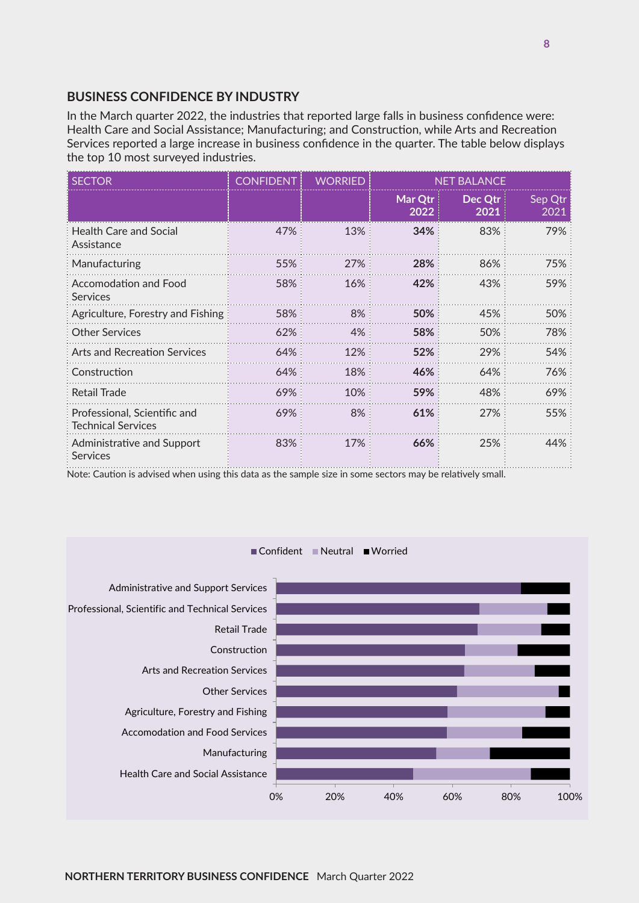## BUSINESS CONFIDENCE BY INDUSTRY

In the March quarter 2022, the industries that reported large falls in business confidence were: Health Care and Social Assistance; Manufacturing; and Construction, while Arts and Recreation Services reported a large increase in business confidence in the quarter. The table below displays the top 10 most surveyed industries.

| SECTOR | CONFIDENT | WORRIED | NET BALANCE | | |
|---|---|---|---|---|---|
| | | | **Mar Qtr 2022** | **Dec Qtr 2021** | Sep Qtr 2021 |
| Health Care and Social Assistance | 47% | 13% | **34%** | 83% | 79% |
| Manufacturing | 55% | 27% | **28%** | 86% | 75% |
| Accomodation and Food Services | 58% | 16% | **42%** | 43% | 59% |
| Agriculture, Forestry and Fishing | 58% | 8% | **50%** | 45% | 50% |
| Other Services | 62% | 4% | **58%** | 50% | 78% |
| Arts and Recreation Services | 64% | 12% | **52%** | 29% | 54% |
| Construction | 64% | 18% | **46%** | 64% | 76% |
| Retail Trade | 69% | 10% | **59%** | 48% | 69% |
| Professional, Scientific and Technical Services | 69% | 8% | **61%** | 27% | 55% |
| Administrative and Support Services | 83% | 17% | **66%** | 25% | 44% |

Note: Caution is advised when using this data as the sample size in some sectors may be relatively small.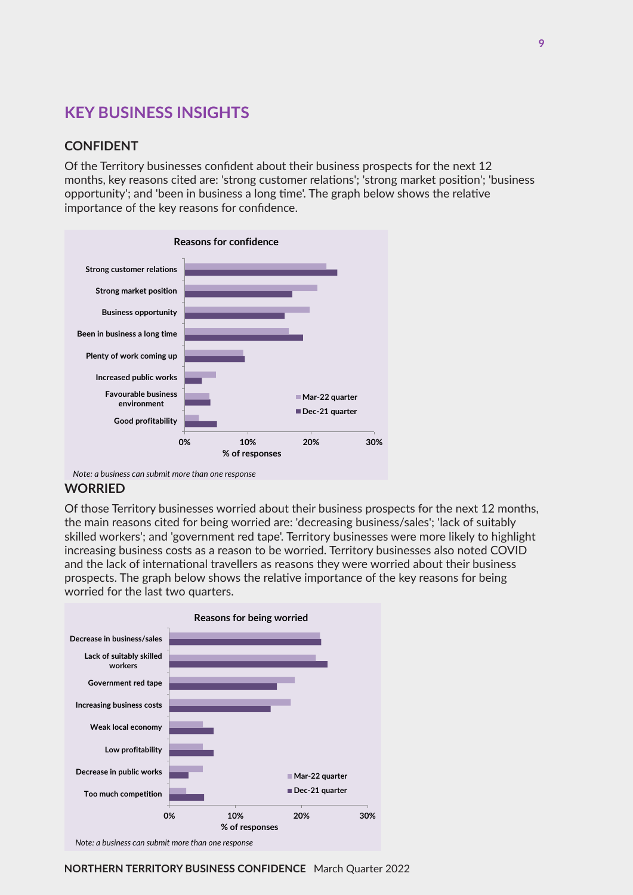## KEY BUSINESS INSIGHTS

### CONFIDENT

Of the Territory businesses confident about their business prospects for the next 12 months, key reasons cited are: 'strong customer relations'; 'strong market position'; 'business opportunity'; and 'been in business a long time'. The graph below shows the relative importance of the key reasons for confidence.

**Reasons for confidence**

Strong customer relations
Strong market position
Business opportunity
Been in business a long time
Plenty of work coming up
Increased public works
Favourable business environment
Good profitability

Mar-22 quarter
Dec-21 quarter

0% 10% 20% 30%
% of responses

*Note: a business can submit more than one response*

### WORRIED

Of those Territory businesses worried about their business prospects for the next 12 months, the main reasons cited for being worried are: 'decreasing business/sales'; 'lack of suitably skilled workers'; and 'government red tape'. Territory businesses were more likely to highlight increasing business costs as a reason to be worried. Territory businesses also noted COVID and the lack of international travellers as reasons they were worried about their business prospects. The graph below shows the relative importance of the key reasons for being worried for the last two quarters.

**Reasons for being worried**

Decrease in business/sales
Lack of suitably skilled workers
Government red tape
Increasing business costs
Weak local economy
Low profitability
Decrease in public works
Too much competition

Mar-22 quarter
Dec-21 quarter

0% 10% 20% 30%
% of responses

*Note: a business can submit more than one response*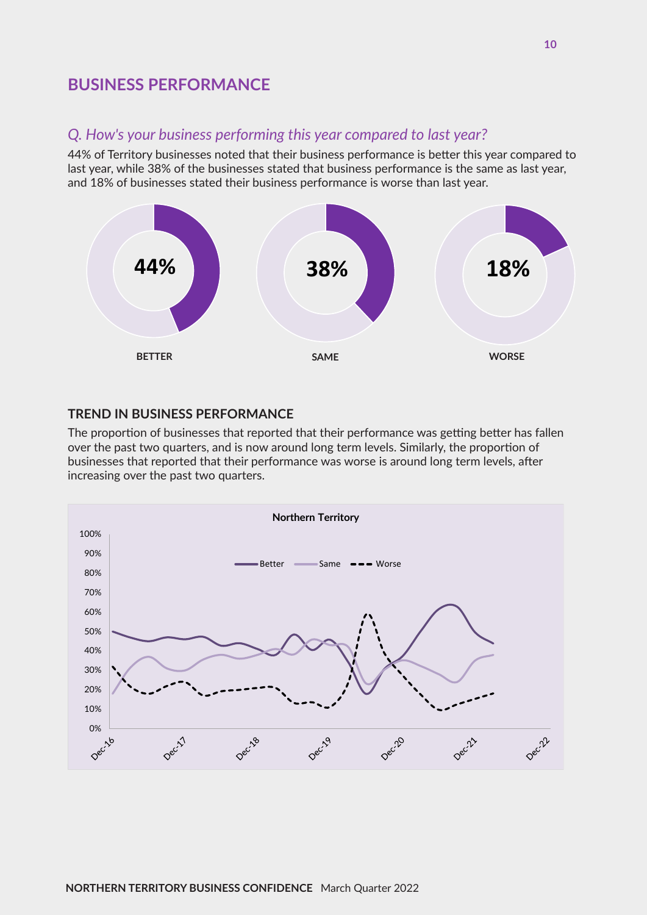## BUSINESS PERFORMANCE

### *Q. How's your business performing this year compared to last year?*

44% of Territory businesses noted that their business performance is better this year compared to last year, while 38% of the businesses stated that business performance is the same as last year, and 18% of businesses stated their business performance is worse than last year.

44%

BETTER

38%

SAME

18%

WORSE

### TREND IN BUSINESS PERFORMANCE

The proportion of businesses that reported that their performance was getting better has fallen over the past two quarters, and is now around long term levels. Similarly, the proportion of businesses that reported that their performance was worse is around long term levels, after increasing over the past two quarters.

Northern Territory

Better Same Worse

100%
90%
80%
70%
60%
50%
40%
30%
20%
10%
0%

Dec-16 Dec-17 Dec-18 Dec-19 Dec-20 Dec-21 Dec-22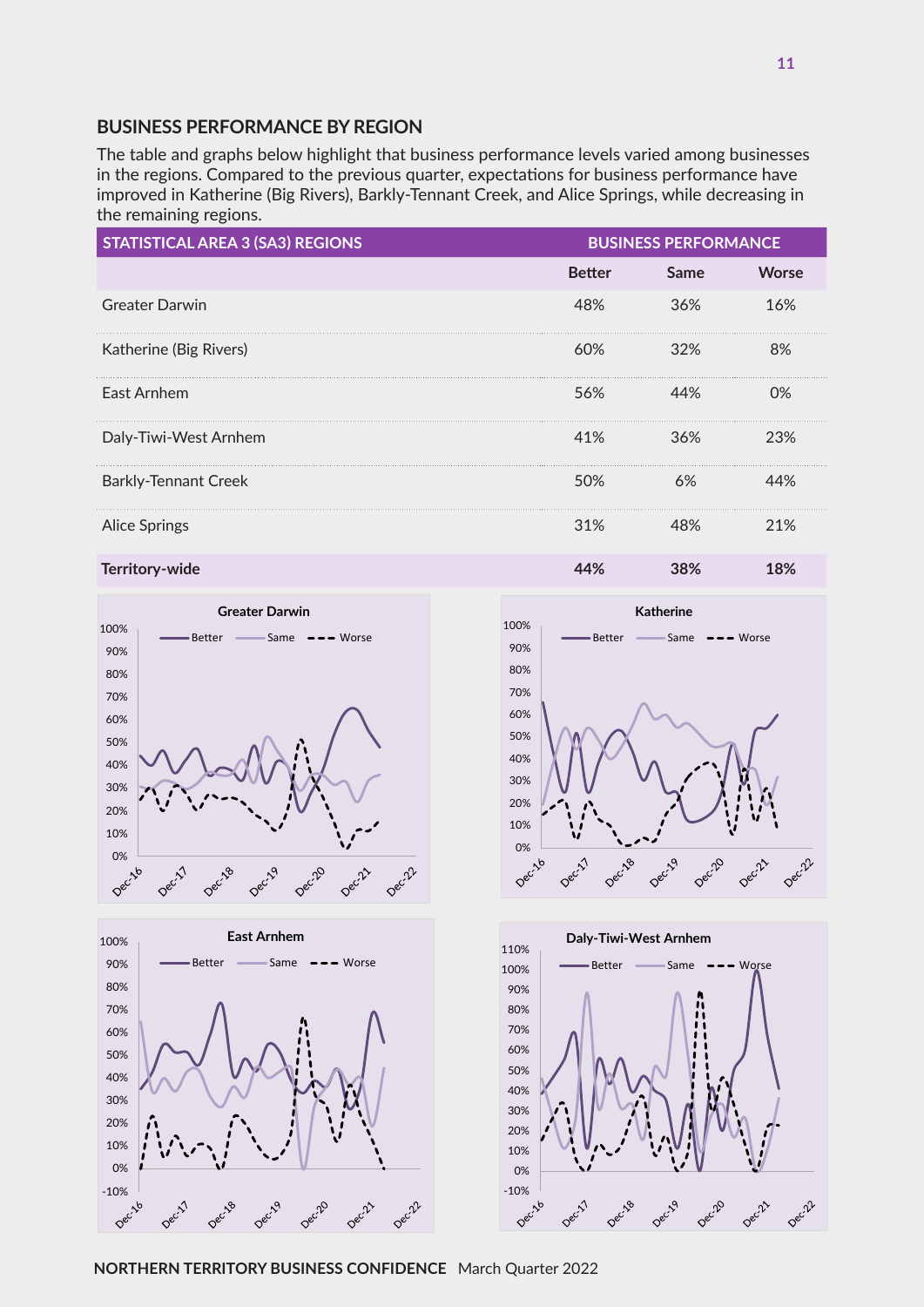## BUSINESS PERFORMANCE BY REGION

The table and graphs below highlight that business performance levels varied among businesses in the regions. Compared to the previous quarter, expectations for business performance have improved in Katherine (Big Rivers), Barkly-Tennant Creek, and Alice Springs, while decreasing in the remaining regions.

| STATISTICAL AREA 3 (SA3) REGIONS | BUSINESS PERFORMANCE | | |
|---|---|---|---|
| | Better | Same | Worse |
| Greater Darwin | 48% | 36% | 16% |
| Katherine (Big Rivers) | 60% | 32% | 8% |
| East Arnhem | 56% | 44% | 0% |
| Daly-Tiwi-West Arnhem | 41% | 36% | 23% |
| Barkly-Tennant Creek | 50% | 6% | 44% |
| Alice Springs | 31% | 48% | 21% |
| **Territory-wide** | **44%** | **38%** | **18%** |

**Greater Darwin**

**Katherine**

**East Arnhem**

**Daly-Tiwi-West Arnhem**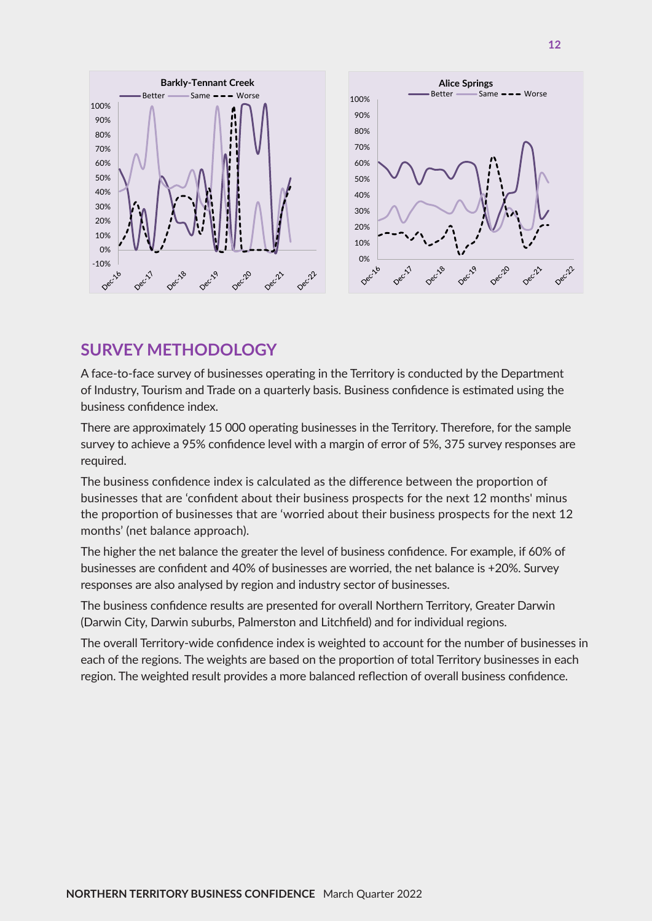## SURVEY METHODOLOGY

A face-to-face survey of businesses operating in the Territory is conducted by the Department of Industry, Tourism and Trade on a quarterly basis. Business confidence is estimated using the business confidence index.

There are approximately 15 000 operating businesses in the Territory. Therefore, for the sample survey to achieve a 95% confidence level with a margin of error of 5%, 375 survey responses are required.

The business confidence index is calculated as the difference between the proportion of businesses that are 'confident about their business prospects for the next 12 months' minus the proportion of businesses that are 'worried about their business prospects for the next 12 months' (net balance approach).

The higher the net balance the greater the level of business confidence. For example, if 60% of businesses are confident and 40% of businesses are worried, the net balance is +20%. Survey responses are also analysed by region and industry sector of businesses.

The business confidence results are presented for overall Northern Territory, Greater Darwin (Darwin City, Darwin suburbs, Palmerston and Litchfield) and for individual regions.

The overall Territory-wide confidence index is weighted to account for the number of businesses in each of the regions. The weights are based on the proportion of total Territory businesses in each region. The weighted result provides a more balanced reflection of overall business confidence.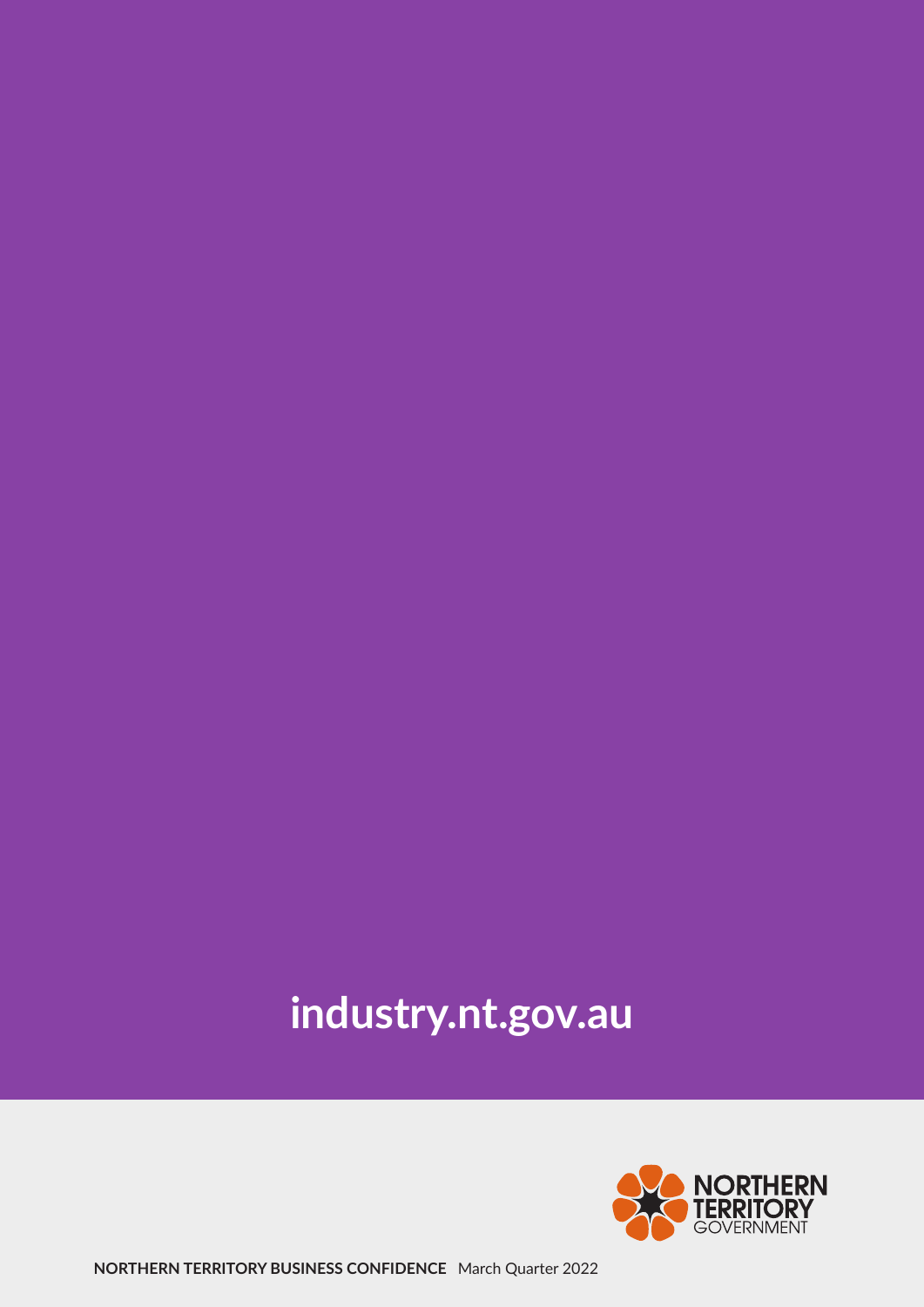**industry.nt.gov.au**

NORTHERN TERRITORY GOVERNMENT